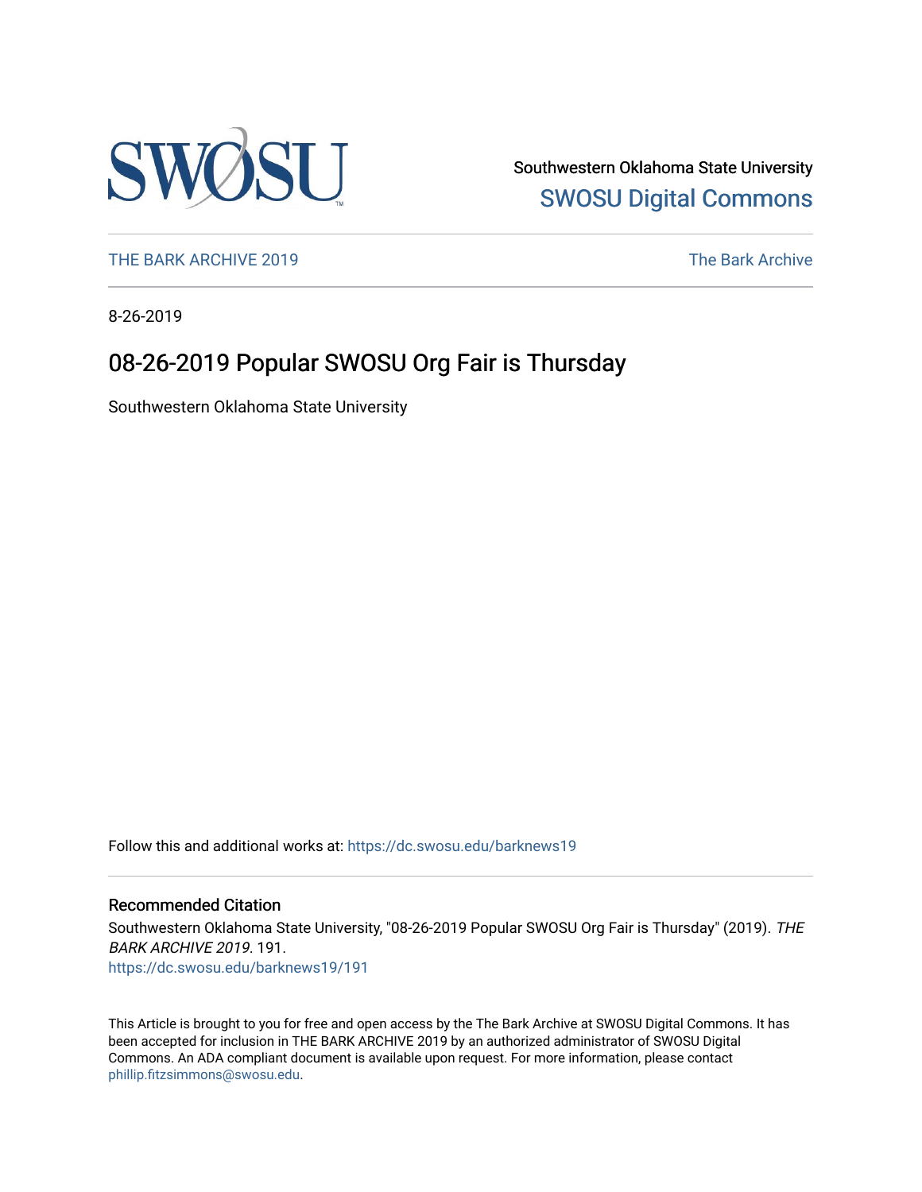Southwestern Oklahoma State University

SWOSU Digital Commons

THE BARK ARCHIVE 2019

The Bark Archive

8-26-2019

# 08-26-2019 Popular SWOSU Org Fair is Thursday

Southwestern Oklahoma State University

Follow this and additional works at: https://dc.swosu.edu/barknews19

## Recommended Citation

Southwestern Oklahoma State University, "08-26-2019 Popular SWOSU Org Fair is Thursday" (2019). *THE BARK ARCHIVE 2019*. 191.
https://dc.swosu.edu/barknews19/191

This Article is brought to you for free and open access by the The Bark Archive at SWOSU Digital Commons. It has been accepted for inclusion in THE BARK ARCHIVE 2019 by an authorized administrator of SWOSU Digital Commons. An ADA compliant document is available upon request. For more information, please contact phillip.fitzsimmons@swosu.edu.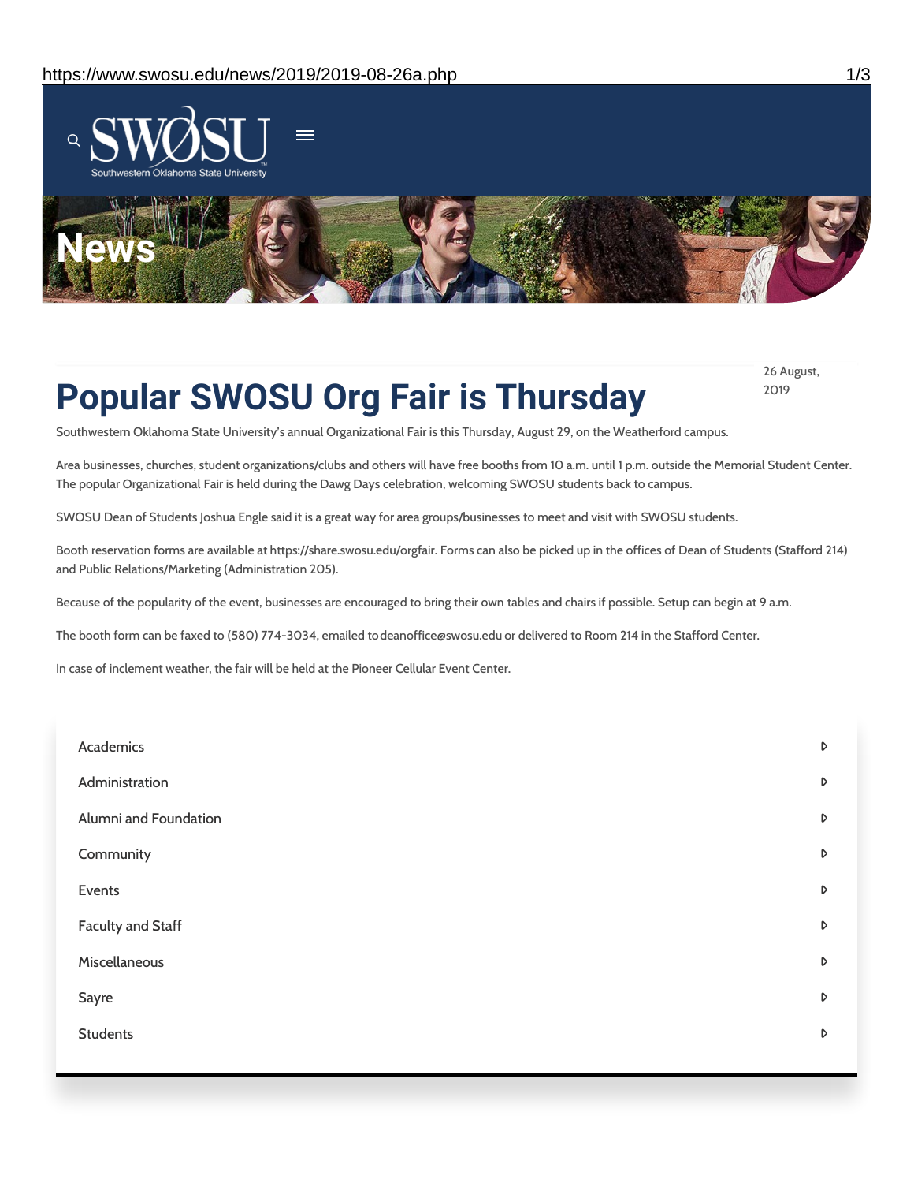# Popular SWOSU Org Fair is Thursday

26 August, 2019

Southwestern Oklahoma State University's annual Organizational Fair is this Thursday, August 29, on the Weatherford campus.

Area businesses, churches, student organizations/clubs and others will have free booths from 10 a.m. until 1 p.m. outside the Memorial Student Center. The popular Organizational Fair is held during the Dawg Days celebration, welcoming SWOSU students back to campus.

SWOSU Dean of Students Joshua Engle said it is a great way for area groups/businesses to meet and visit with SWOSU students.

Booth reservation forms are available at https://share.swosu.edu/orgfair. Forms can also be picked up in the offices of Dean of Students (Stafford 214) and Public Relations/Marketing (Administration 205).

Because of the popularity of the event, businesses are encouraged to bring their own tables and chairs if possible. Setup can begin at 9 a.m.

The booth form can be faxed to (580) 774-3034, emailed to deanoffice@swosu.edu or delivered to Room 214 in the Stafford Center.

In case of inclement weather, the fair will be held at the Pioneer Cellular Event Center.

- Academics
- Administration
- Alumni and Foundation
- Community
- Events
- Faculty and Staff
- Miscellaneous
- Sayre
- Students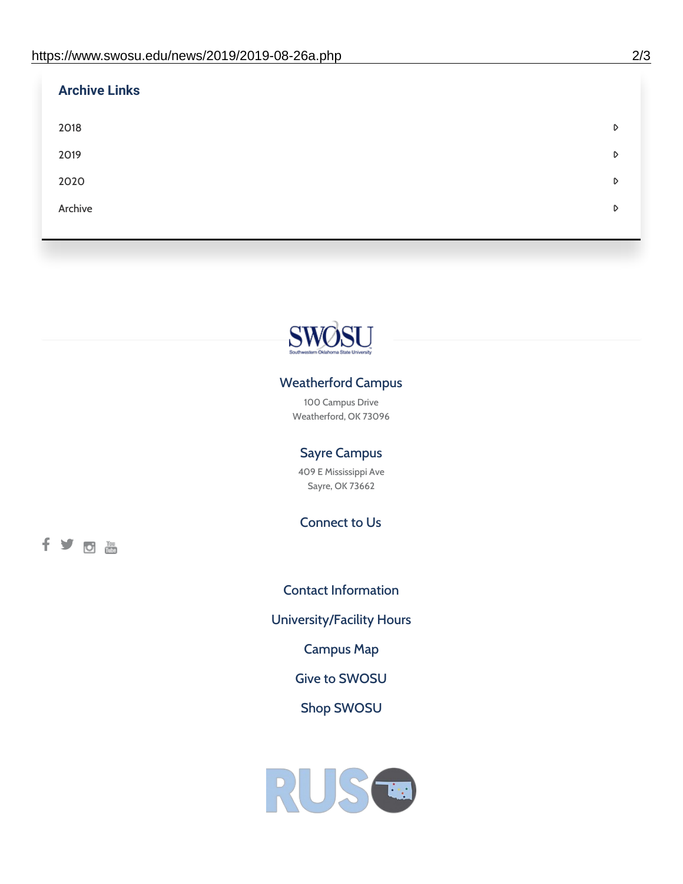## Archive Links

- 2018
- 2019
- 2020
- Archive

SWOSU
Southwestern Oklahoma State University

### Weatherford Campus

100 Campus Drive
Weatherford, OK 73096

### Sayre Campus

409 E Mississippi Ave
Sayre, OK 73662

### Connect to Us

Contact Information

University/Facility Hours

Campus Map

Give to SWOSU

Shop SWOSU

RUSO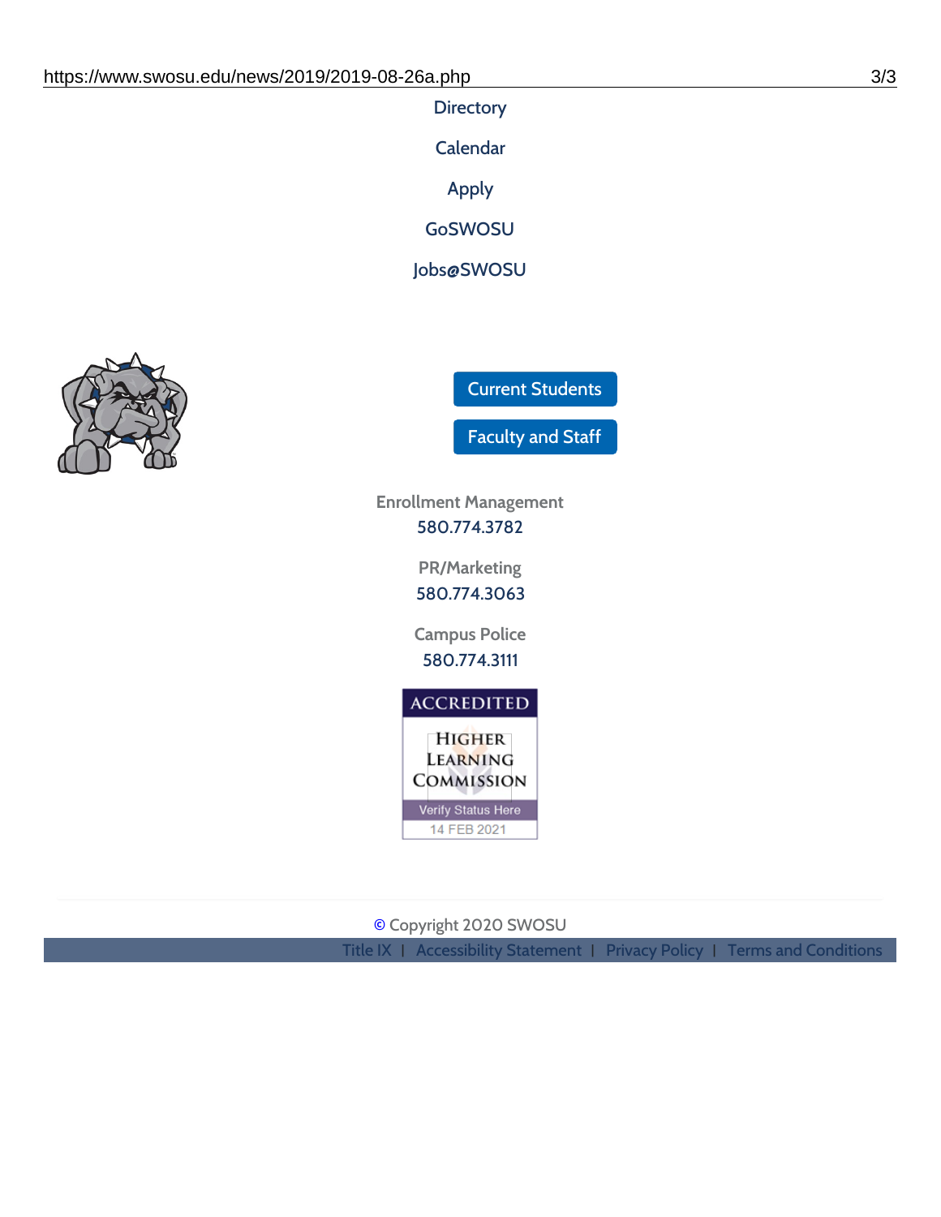Directory

Calendar

Apply

GoSWOSU

Jobs@SWOSU

Current Students

Faculty and Staff

Enrollment Management
580.774.3782

PR/Marketing
580.774.3063

Campus Police
580.774.3111

ACCREDITED
HIGHER LEARNING COMMISSION
Verify Status Here
14 FEB 2021

© Copyright 2020 SWOSU

Title IX | Accessibility Statement | Privacy Policy | Terms and Conditions